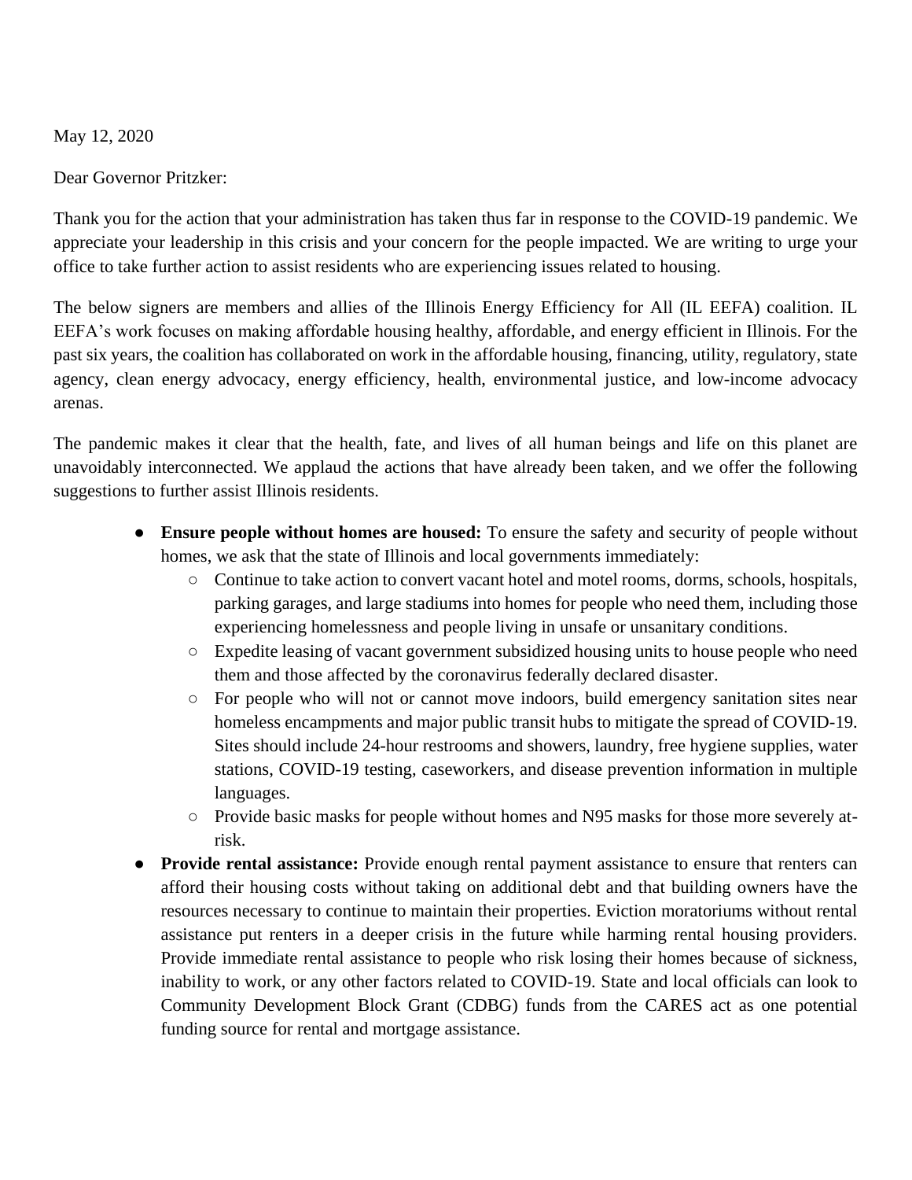May 12, 2020

Dear Governor Pritzker:

Thank you for the action that your administration has taken thus far in response to the COVID-19 pandemic. We appreciate your leadership in this crisis and your concern for the people impacted. We are writing to urge your office to take further action to assist residents who are experiencing issues related to housing.

The below signers are members and allies of the Illinois Energy Efficiency for All (IL EEFA) coalition. IL EEFA's work focuses on making affordable housing healthy, affordable, and energy efficient in Illinois. For the past six years, the coalition has collaborated on work in the affordable housing, financing, utility, regulatory, state agency, clean energy advocacy, energy efficiency, health, environmental justice, and low-income advocacy arenas.

The pandemic makes it clear that the health, fate, and lives of all human beings and life on this planet are unavoidably interconnected. We applaud the actions that have already been taken, and we offer the following suggestions to further assist Illinois residents.

- **Ensure people without homes are housed:** To ensure the safety and security of people without homes, we ask that the state of Illinois and local governments immediately:
  - Continue to take action to convert vacant hotel and motel rooms, dorms, schools, hospitals, parking garages, and large stadiums into homes for people who need them, including those experiencing homelessness and people living in unsafe or unsanitary conditions.
  - Expedite leasing of vacant government subsidized housing units to house people who need them and those affected by the coronavirus federally declared disaster.
  - For people who will not or cannot move indoors, build emergency sanitation sites near homeless encampments and major public transit hubs to mitigate the spread of COVID-19. Sites should include 24-hour restrooms and showers, laundry, free hygiene supplies, water stations, COVID-19 testing, caseworkers, and disease prevention information in multiple languages.
  - Provide basic masks for people without homes and N95 masks for those more severely at-risk.
- **Provide rental assistance:** Provide enough rental payment assistance to ensure that renters can afford their housing costs without taking on additional debt and that building owners have the resources necessary to continue to maintain their properties. Eviction moratoriums without rental assistance put renters in a deeper crisis in the future while harming rental housing providers. Provide immediate rental assistance to people who risk losing their homes because of sickness, inability to work, or any other factors related to COVID-19. State and local officials can look to Community Development Block Grant (CDBG) funds from the CARES act as one potential funding source for rental and mortgage assistance.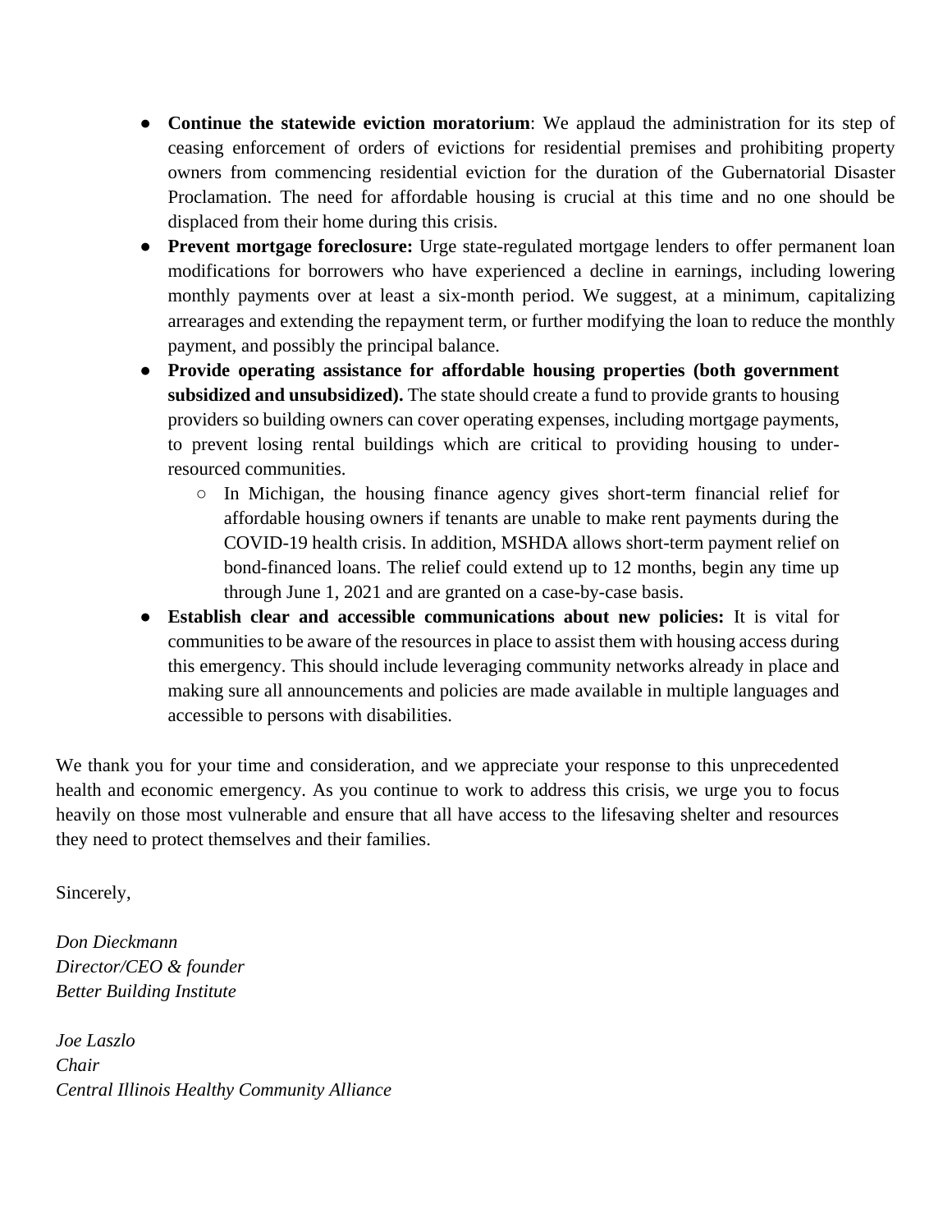- **Continue the statewide eviction moratorium**: We applaud the administration for its step of ceasing enforcement of orders of evictions for residential premises and prohibiting property owners from commencing residential eviction for the duration of the Gubernatorial Disaster Proclamation. The need for affordable housing is crucial at this time and no one should be displaced from their home during this crisis.
- **Prevent mortgage foreclosure:** Urge state-regulated mortgage lenders to offer permanent loan modifications for borrowers who have experienced a decline in earnings, including lowering monthly payments over at least a six-month period. We suggest, at a minimum, capitalizing arrearages and extending the repayment term, or further modifying the loan to reduce the monthly payment, and possibly the principal balance.
- **Provide operating assistance for affordable housing properties (both government subsidized and unsubsidized).** The state should create a fund to provide grants to housing providers so building owners can cover operating expenses, including mortgage payments, to prevent losing rental buildings which are critical to providing housing to under-resourced communities.
    - In Michigan, the housing finance agency gives short-term financial relief for affordable housing owners if tenants are unable to make rent payments during the COVID-19 health crisis. In addition, MSHDA allows short-term payment relief on bond-financed loans. The relief could extend up to 12 months, begin any time up through June 1, 2021 and are granted on a case-by-case basis.
- **Establish clear and accessible communications about new policies:** It is vital for communities to be aware of the resources in place to assist them with housing access during this emergency. This should include leveraging community networks already in place and making sure all announcements and policies are made available in multiple languages and accessible to persons with disabilities.

We thank you for your time and consideration, and we appreciate your response to this unprecedented health and economic emergency. As you continue to work to address this crisis, we urge you to focus heavily on those most vulnerable and ensure that all have access to the lifesaving shelter and resources they need to protect themselves and their families.

Sincerely,

*Don Dieckmann*
*Director/CEO & founder*
*Better Building Institute*

*Joe Laszlo*
*Chair*
*Central Illinois Healthy Community Alliance*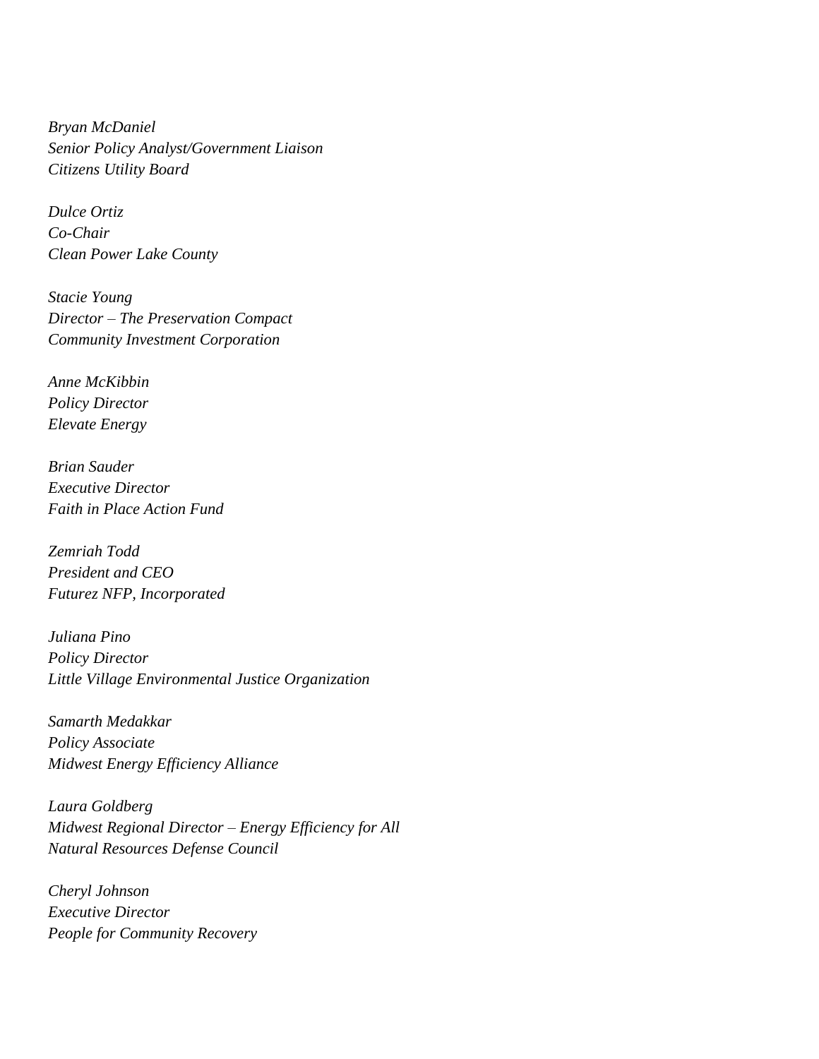*Bryan McDaniel*
*Senior Policy Analyst/Government Liaison*
*Citizens Utility Board*

*Dulce Ortiz*
*Co-Chair*
*Clean Power Lake County*

*Stacie Young*
*Director – The Preservation Compact*
*Community Investment Corporation*

*Anne McKibbin*
*Policy Director*
*Elevate Energy*

*Brian Sauder*
*Executive Director*
*Faith in Place Action Fund*

*Zemriah Todd*
*President and CEO*
*Futurez NFP, Incorporated*

*Juliana Pino*
*Policy Director*
*Little Village Environmental Justice Organization*

*Samarth Medakkar*
*Policy Associate*
*Midwest Energy Efficiency Alliance*

*Laura Goldberg*
*Midwest Regional Director – Energy Efficiency for All*
*Natural Resources Defense Council*

*Cheryl Johnson*
*Executive Director*
*People for Community Recovery*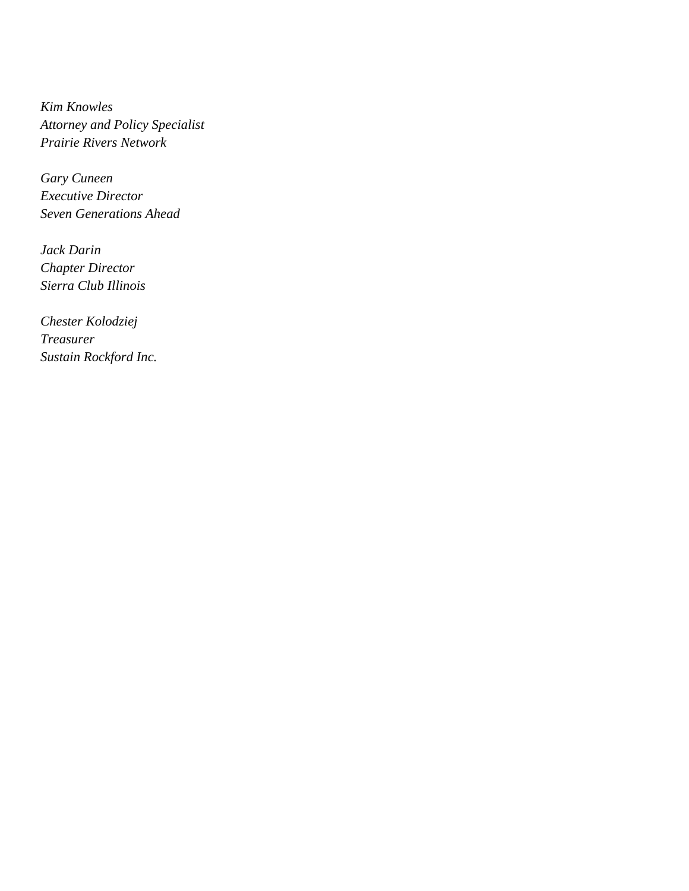*Kim Knowles*
*Attorney and Policy Specialist*
*Prairie Rivers Network*

*Gary Cuneen*
*Executive Director*
*Seven Generations Ahead*

*Jack Darin*
*Chapter Director*
*Sierra Club Illinois*

*Chester Kolodziej*
*Treasurer*
*Sustain Rockford Inc.*